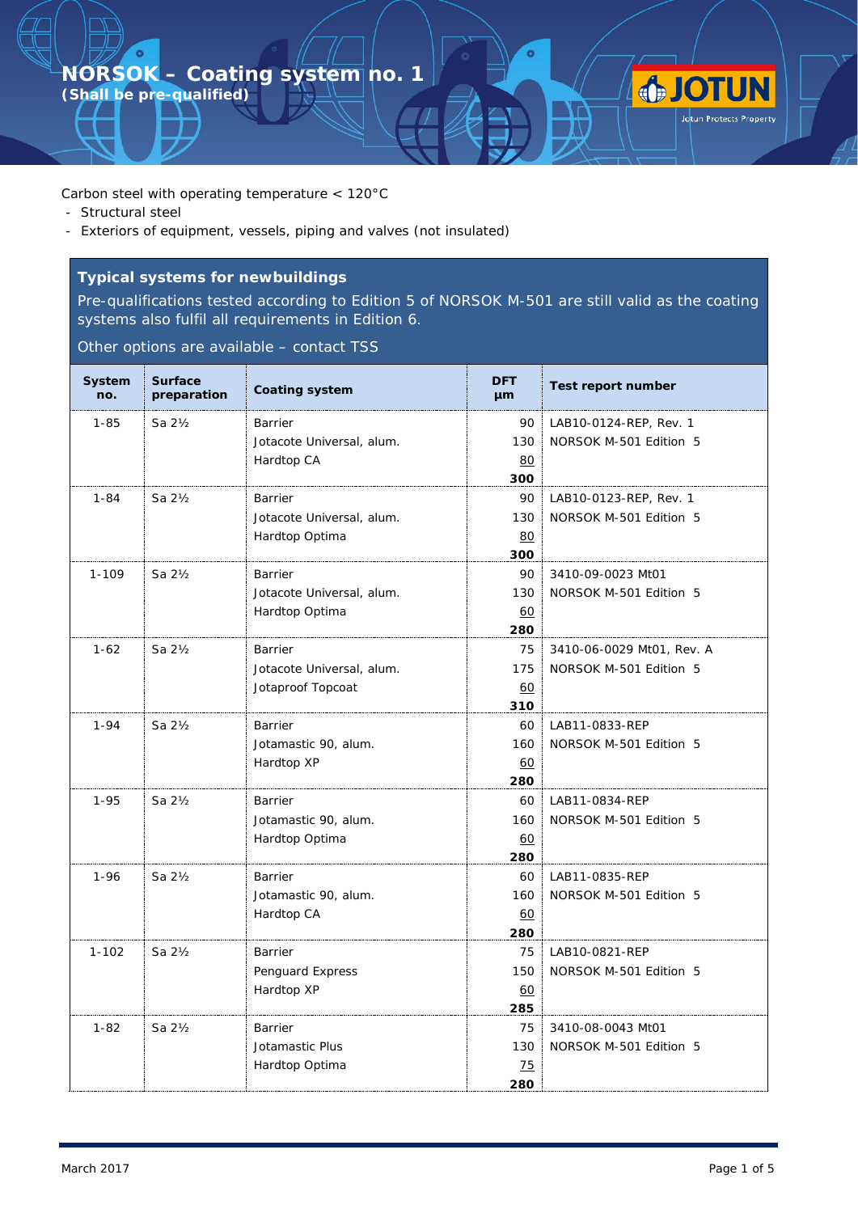# NORSOK – Coating system no. 1

**(Shall be pre-qualified)**

Carbon steel with operating temperature < 120°C

- Structural steel
- Exteriors of equipment, vessels, piping and valves (not insulated)

## Typical systems for newbuildings

Pre-qualifications tested according to Edition 5 of NORSOK M-501 are still valid as the coating systems also fulfil all requirements in Edition 6.

Other options are available – contact TSS

| System no. | Surface preparation | Coating system | DFT µm | Test report number |
|---|---|---|---|---|
| 1-85 | Sa 2½ | Barrier<br>Jotacote Universal, alum.<br>Hardtop CA | 90<br>130<br>80<br>**300** | LAB10-0124-REP, Rev. 1<br>NORSOK M-501 Edition 5 |
| 1-84 | Sa 2½ | Barrier<br>Jotacote Universal, alum.<br>Hardtop Optima | 90<br>130<br>80<br>**300** | LAB10-0123-REP, Rev. 1<br>NORSOK M-501 Edition 5 |
| 1-109 | Sa 2½ | Barrier<br>Jotacote Universal, alum.<br>Hardtop Optima | 90<br>130<br>60<br>**280** | 3410-09-0023 Mt01<br>NORSOK M-501 Edition 5 |
| 1-62 | Sa 2½ | Barrier<br>Jotacote Universal, alum.<br>Jotaproof Topcoat | 75<br>175<br>60<br>**310** | 3410-06-0029 Mt01, Rev. A<br>NORSOK M-501 Edition 5 |
| 1-94 | Sa 2½ | Barrier<br>Jotamastic 90, alum.<br>Hardtop XP | 60<br>160<br>60<br>**280** | LAB11-0833-REP<br>NORSOK M-501 Edition 5 |
| 1-95 | Sa 2½ | Barrier<br>Jotamastic 90, alum.<br>Hardtop Optima | 60<br>160<br>60<br>**280** | LAB11-0834-REP<br>NORSOK M-501 Edition 5 |
| 1-96 | Sa 2½ | Barrier<br>Jotamastic 90, alum.<br>Hardtop CA | 60<br>160<br>60<br>**280** | LAB11-0835-REP<br>NORSOK M-501 Edition 5 |
| 1-102 | Sa 2½ | Barrier<br>Penguard Express<br>Hardtop XP | 75<br>150<br>60<br>**285** | LAB10-0821-REP<br>NORSOK M-501 Edition 5 |
| 1-82 | Sa 2½ | Barrier<br>Jotamastic Plus<br>Hardtop Optima | 75<br>130<br>75<br>**280** | 3410-08-0043 Mt01<br>NORSOK M-501 Edition 5 |

March 2017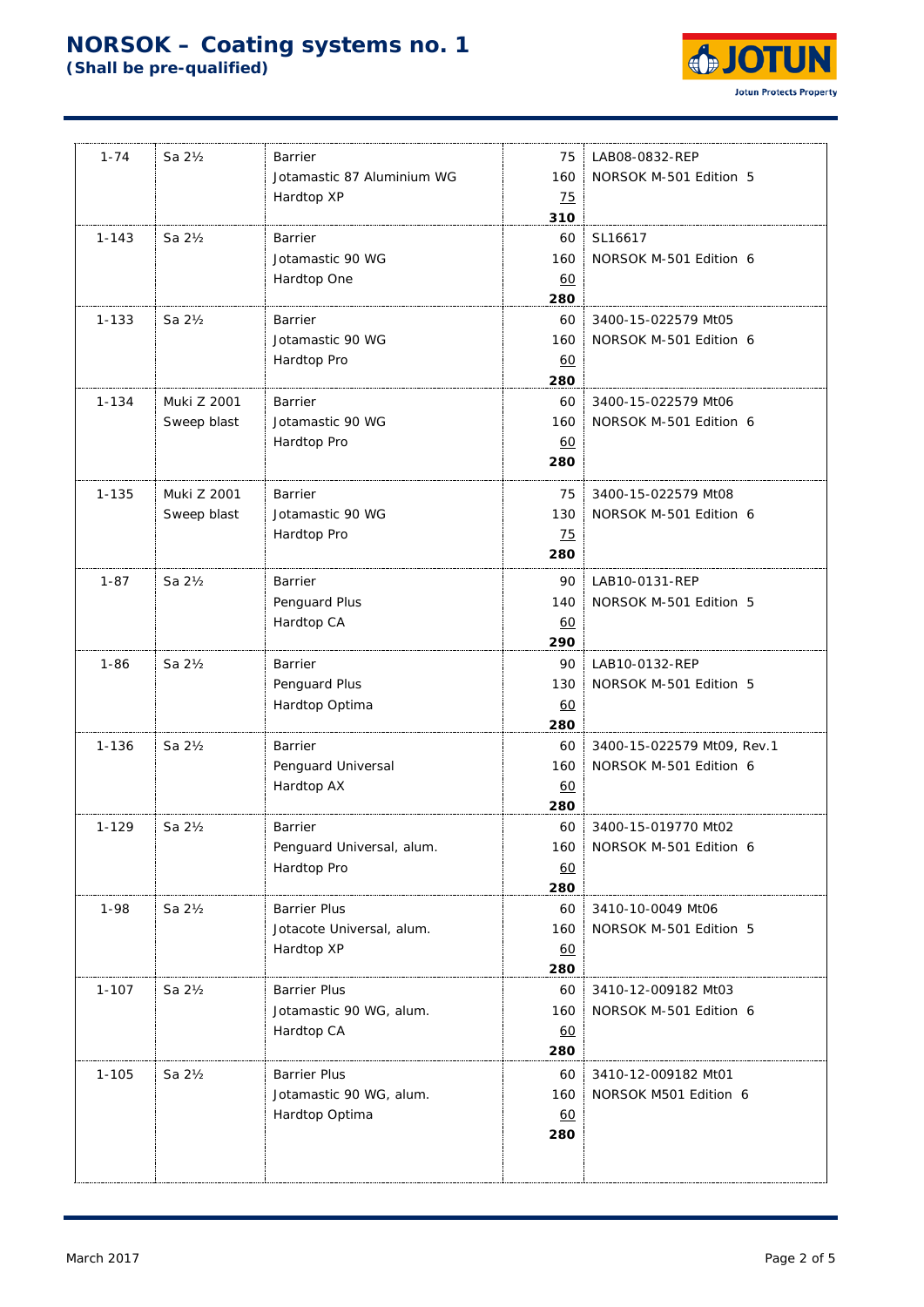# NORSOK – Coating systems no. 1

**(Shall be pre-qualified)**

| | | | | |
|---|---|---|---|---|
| 1-74 | Sa 2½ | Barrier<br>Jotamastic 87 Aluminium WG<br>Hardtop XP | 75<br>160<br><u>75</u><br>**310** | LAB08-0832-REP<br>NORSOK M-501 Edition 5 |
| 1-143 | Sa 2½ | Barrier<br>Jotamastic 90 WG<br>Hardtop One | 60<br>160<br><u>60</u><br>**280** | SL16617<br>NORSOK M-501 Edition 6 |
| 1-133 | Sa 2½ | Barrier<br>Jotamastic 90 WG<br>Hardtop Pro | 60<br>160<br><u>60</u><br>**280** | 3400-15-022579 Mt05<br>NORSOK M-501 Edition 6 |
| 1-134 | Muki Z 2001<br>Sweep blast | Barrier<br>Jotamastic 90 WG<br>Hardtop Pro | 60<br>160<br><u>60</u><br>**280** | 3400-15-022579 Mt06<br>NORSOK M-501 Edition 6 |
| 1-135 | Muki Z 2001<br>Sweep blast | Barrier<br>Jotamastic 90 WG<br>Hardtop Pro | 75<br>130<br><u>75</u><br>**280** | 3400-15-022579 Mt08<br>NORSOK M-501 Edition 6 |
| 1-87 | Sa 2½ | Barrier<br>Penguard Plus<br>Hardtop CA | 90<br>140<br><u>60</u><br>**290** | LAB10-0131-REP<br>NORSOK M-501 Edition 5 |
| 1-86 | Sa 2½ | Barrier<br>Penguard Plus<br>Hardtop Optima | 90<br>130<br><u>60</u><br>**280** | LAB10-0132-REP<br>NORSOK M-501 Edition 5 |
| 1-136 | Sa 2½ | Barrier<br>Penguard Universal<br>Hardtop AX | 60<br>160<br><u>60</u><br>**280** | 3400-15-022579 Mt09, Rev.1<br>NORSOK M-501 Edition 6 |
| 1-129 | Sa 2½ | Barrier<br>Penguard Universal, alum.<br>Hardtop Pro | 60<br>160<br><u>60</u><br>**280** | 3400-15-019770 Mt02<br>NORSOK M-501 Edition 6 |
| 1-98 | Sa 2½ | Barrier Plus<br>Jotacote Universal, alum.<br>Hardtop XP | 60<br>160<br><u>60</u><br>**280** | 3410-10-0049 Mt06<br>NORSOK M-501 Edition 5 |
| 1-107 | Sa 2½ | Barrier Plus<br>Jotamastic 90 WG, alum.<br>Hardtop CA | 60<br>160<br><u>60</u><br>**280** | 3410-12-009182 Mt03<br>NORSOK M-501 Edition 6 |
| 1-105 | Sa 2½ | Barrier Plus<br>Jotamastic 90 WG, alum.<br>Hardtop Optima | 60<br>160<br><u>60</u><br>**280** | 3410-12-009182 Mt01<br>NORSOK M501 Edition 6 |

March 2017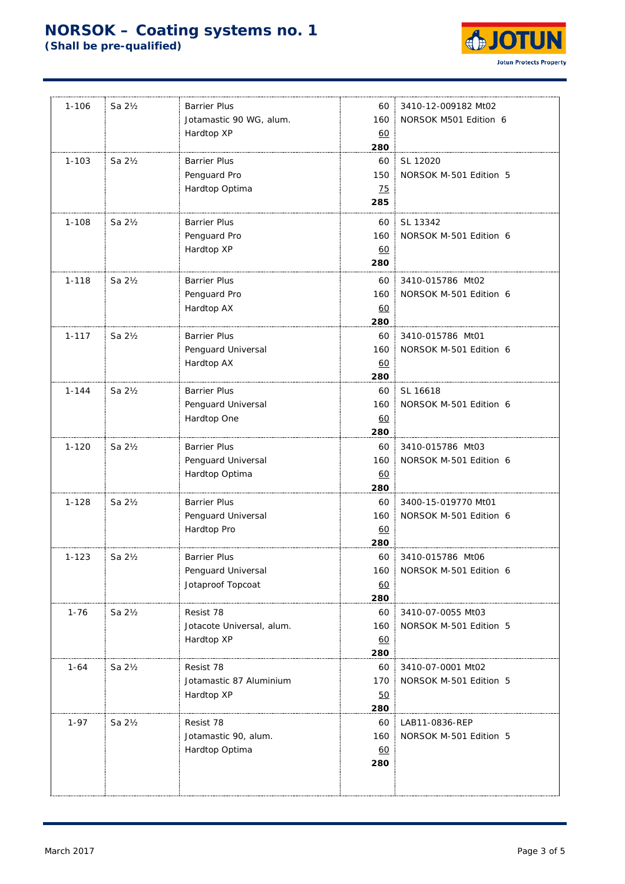# NORSOK – Coating systems no. 1

**(Shall be pre-qualified)**

| System | Surface prep. | Products | DFT | Reference |
|---|---|---|---|---|
| 1-106 | Sa 2½ | Barrier Plus<br>Jotamastic 90 WG, alum.<br>Hardtop XP | 60<br>160<br>60<br>**280** | 3410-12-009182 Mt02<br>NORSOK M501 Edition 6 |
| 1-103 | Sa 2½ | Barrier Plus<br>Penguard Pro<br>Hardtop Optima | 60<br>150<br>75<br>**285** | SL 12020<br>NORSOK M-501 Edition 5 |
| 1-108 | Sa 2½ | Barrier Plus<br>Penguard Pro<br>Hardtop XP | 60<br>160<br>60<br>**280** | SL 13342<br>NORSOK M-501 Edition 6 |
| 1-118 | Sa 2½ | Barrier Plus<br>Penguard Pro<br>Hardtop AX | 60<br>160<br>60<br>**280** | 3410-015786 Mt02<br>NORSOK M-501 Edition 6 |
| 1-117 | Sa 2½ | Barrier Plus<br>Penguard Universal<br>Hardtop AX | 60<br>160<br>60<br>**280** | 3410-015786 Mt01<br>NORSOK M-501 Edition 6 |
| 1-144 | Sa 2½ | Barrier Plus<br>Penguard Universal<br>Hardtop One | 60<br>160<br>60<br>**280** | SL 16618<br>NORSOK M-501 Edition 6 |
| 1-120 | Sa 2½ | Barrier Plus<br>Penguard Universal<br>Hardtop Optima | 60<br>160<br>60<br>**280** | 3410-015786 Mt03<br>NORSOK M-501 Edition 6 |
| 1-128 | Sa 2½ | Barrier Plus<br>Penguard Universal<br>Hardtop Pro | 60<br>160<br>60<br>**280** | 3400-15-019770 Mt01<br>NORSOK M-501 Edition 6 |
| 1-123 | Sa 2½ | Barrier Plus<br>Penguard Universal<br>Jotaproof Topcoat | 60<br>160<br>60<br>**280** | 3410-015786 Mt06<br>NORSOK M-501 Edition 6 |
| 1-76 | Sa 2½ | Resist 78<br>Jotacote Universal, alum.<br>Hardtop XP | 60<br>160<br>60<br>**280** | 3410-07-0055 Mt03<br>NORSOK M-501 Edition 5 |
| 1-64 | Sa 2½ | Resist 78<br>Jotamastic 87 Aluminium<br>Hardtop XP | 60<br>170<br>50<br>**280** | 3410-07-0001 Mt02<br>NORSOK M-501 Edition 5 |
| 1-97 | Sa 2½ | Resist 78<br>Jotamastic 90, alum.<br>Hardtop Optima | 60<br>160<br>60<br>**280** | LAB11-0836-REP<br>NORSOK M-501 Edition 5 |

March 2017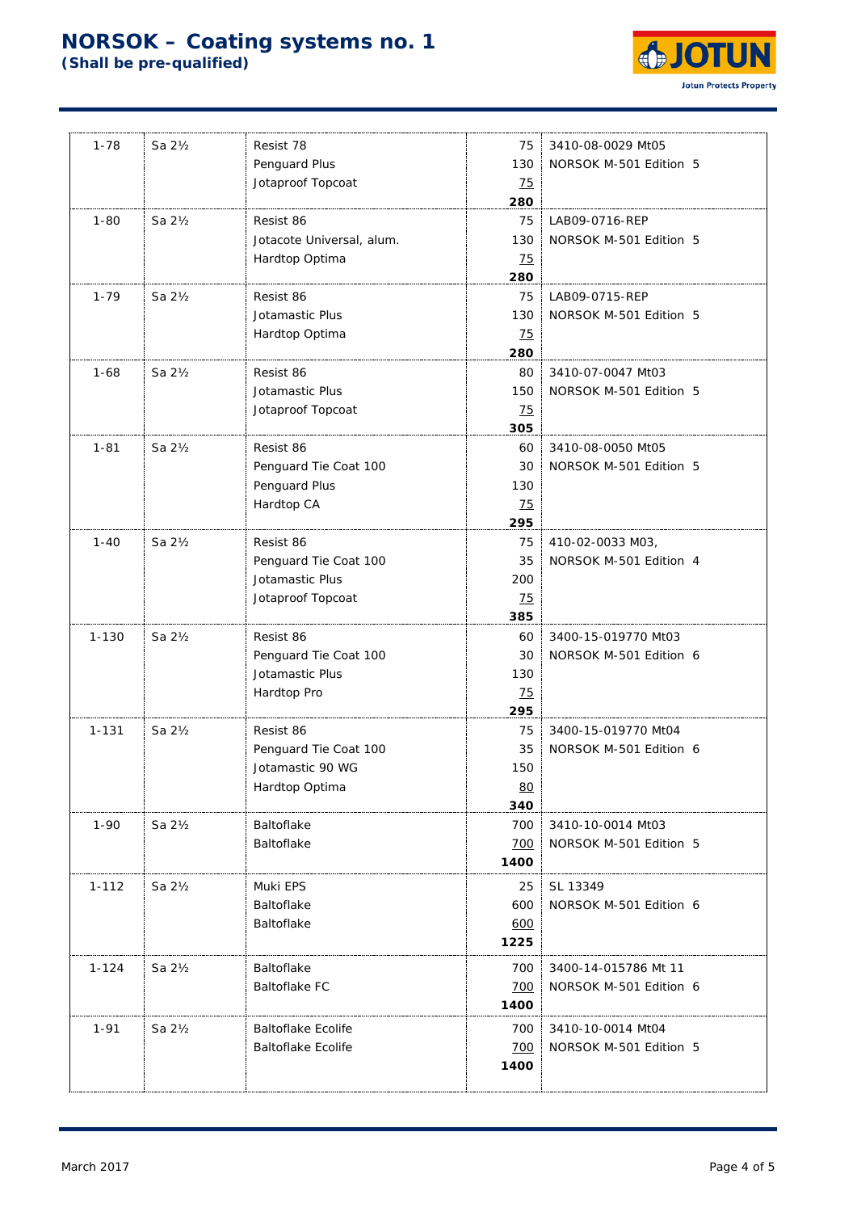# NORSOK – Coating systems no. 1

**(Shall be pre-qualified)**

| | | | | |
|---|---|---|---|---|
| 1-78 | Sa 2½ | Resist 78<br>Penguard Plus<br>Jotaproof Topcoat | 75<br>130<br>75<br>**280** | 3410-08-0029 Mt05<br>NORSOK M-501 Edition 5 |
| 1-80 | Sa 2½ | Resist 86<br>Jotacote Universal, alum.<br>Hardtop Optima | 75<br>130<br>75<br>**280** | LAB09-0716-REP<br>NORSOK M-501 Edition 5 |
| 1-79 | Sa 2½ | Resist 86<br>Jotamastic Plus<br>Hardtop Optima | 75<br>130<br>75<br>**280** | LAB09-0715-REP<br>NORSOK M-501 Edition 5 |
| 1-68 | Sa 2½ | Resist 86<br>Jotamastic Plus<br>Jotaproof Topcoat | 80<br>150<br>75<br>**305** | 3410-07-0047 Mt03<br>NORSOK M-501 Edition 5 |
| 1-81 | Sa 2½ | Resist 86<br>Penguard Tie Coat 100<br>Penguard Plus<br>Hardtop CA | 60<br>30<br>130<br>75<br>**295** | 3410-08-0050 Mt05<br>NORSOK M-501 Edition 5 |
| 1-40 | Sa 2½ | Resist 86<br>Penguard Tie Coat 100<br>Jotamastic Plus<br>Jotaproof Topcoat | 75<br>35<br>200<br>75<br>**385** | 410-02-0033 M03,<br>NORSOK M-501 Edition 4 |
| 1-130 | Sa 2½ | Resist 86<br>Penguard Tie Coat 100<br>Jotamastic Plus<br>Hardtop Pro | 60<br>30<br>130<br>75<br>**295** | 3400-15-019770 Mt03<br>NORSOK M-501 Edition 6 |
| 1-131 | Sa 2½ | Resist 86<br>Penguard Tie Coat 100<br>Jotamastic 90 WG<br>Hardtop Optima | 75<br>35<br>150<br>80<br>**340** | 3400-15-019770 Mt04<br>NORSOK M-501 Edition 6 |
| 1-90 | Sa 2½ | Baltoflake<br>Baltoflake | 700<br>700<br>**1400** | 3410-10-0014 Mt03<br>NORSOK M-501 Edition 5 |
| 1-112 | Sa 2½ | Muki EPS<br>Baltoflake<br>Baltoflake | 25<br>600<br>600<br>**1225** | SL 13349<br>NORSOK M-501 Edition 6 |
| 1-124 | Sa 2½ | Baltoflake<br>Baltoflake FC | 700<br>700<br>**1400** | 3400-14-015786 Mt 11<br>NORSOK M-501 Edition 6 |
| 1-91 | Sa 2½ | Baltoflake Ecolife<br>Baltoflake Ecolife | 700<br>700<br>**1400** | 3410-10-0014 Mt04<br>NORSOK M-501 Edition 5 |

March 2017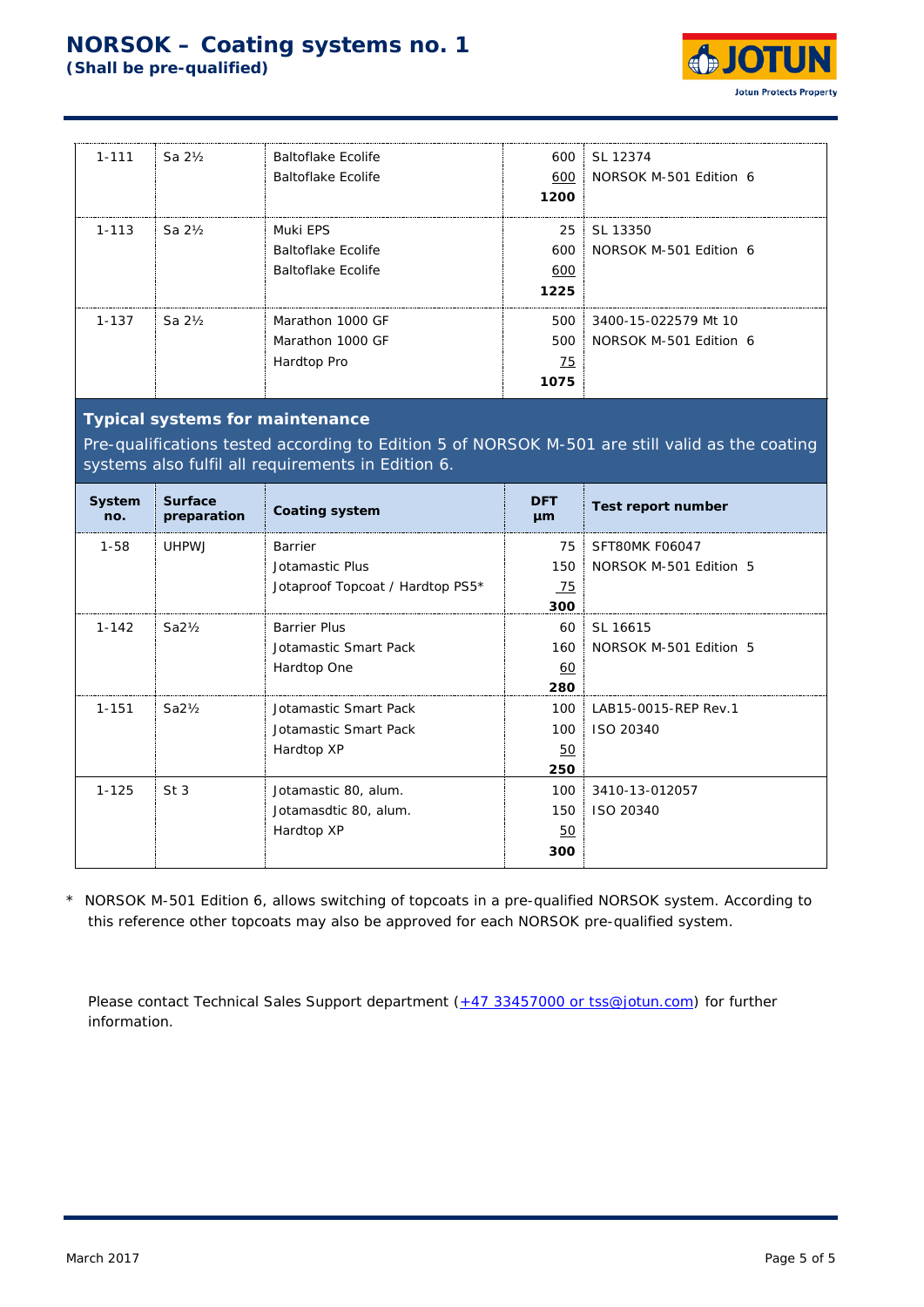# NORSOK – Coating systems no. 1

**(Shall be pre-qualified)**

| | | | | |
|---|---|---|---|---|
| 1-111 | Sa 2½ | Baltoflake Ecolife<br>Baltoflake Ecolife | 600<br>600<br>**1200** | SL 12374<br>NORSOK M-501 Edition 6 |
| 1-113 | Sa 2½ | Muki EPS<br>Baltoflake Ecolife<br>Baltoflake Ecolife | 25<br>600<br>600<br>**1225** | SL 13350<br>NORSOK M-501 Edition 6 |
| 1-137 | Sa 2½ | Marathon 1000 GF<br>Marathon 1000 GF<br>Hardtop Pro | 500<br>500<br>75<br>**1075** | 3400-15-022579 Mt 10<br>NORSOK M-501 Edition 6 |

## Typical systems for maintenance

Pre-qualifications tested according to Edition 5 of NORSOK M-501 are still valid as the coating systems also fulfil all requirements in Edition 6.

| System no. | Surface preparation | Coating system | DFT µm | Test report number |
|---|---|---|---|---|
| 1-58 | UHPWJ | Barrier<br>Jotamastic Plus<br>Jotaproof Topcoat / Hardtop PS5* | 75<br>150<br>75<br>**300** | SFT80MK F06047<br>NORSOK M-501 Edition 5 |
| 1-142 | Sa2½ | Barrier Plus<br>Jotamastic Smart Pack<br>Hardtop One | 60<br>160<br>60<br>**280** | SL 16615<br>NORSOK M-501 Edition 5 |
| 1-151 | Sa2½ | Jotamastic Smart Pack<br>Jotamastic Smart Pack<br>Hardtop XP | 100<br>100<br>50<br>**250** | LAB15-0015-REP Rev.1<br>ISO 20340 |
| 1-125 | St 3 | Jotamastic 80, alum.<br>Jotamasdtic 80, alum.<br>Hardtop XP | 100<br>150<br>50<br>**300** | 3410-13-012057<br>ISO 20340 |

\* NORSOK M-501 Edition 6, allows switching of topcoats in a pre-qualified NORSOK system. According to this reference other topcoats may also be approved for each NORSOK pre-qualified system.

Please contact Technical Sales Support department (+47 33457000 or tss@jotun.com) for further information.

March 2017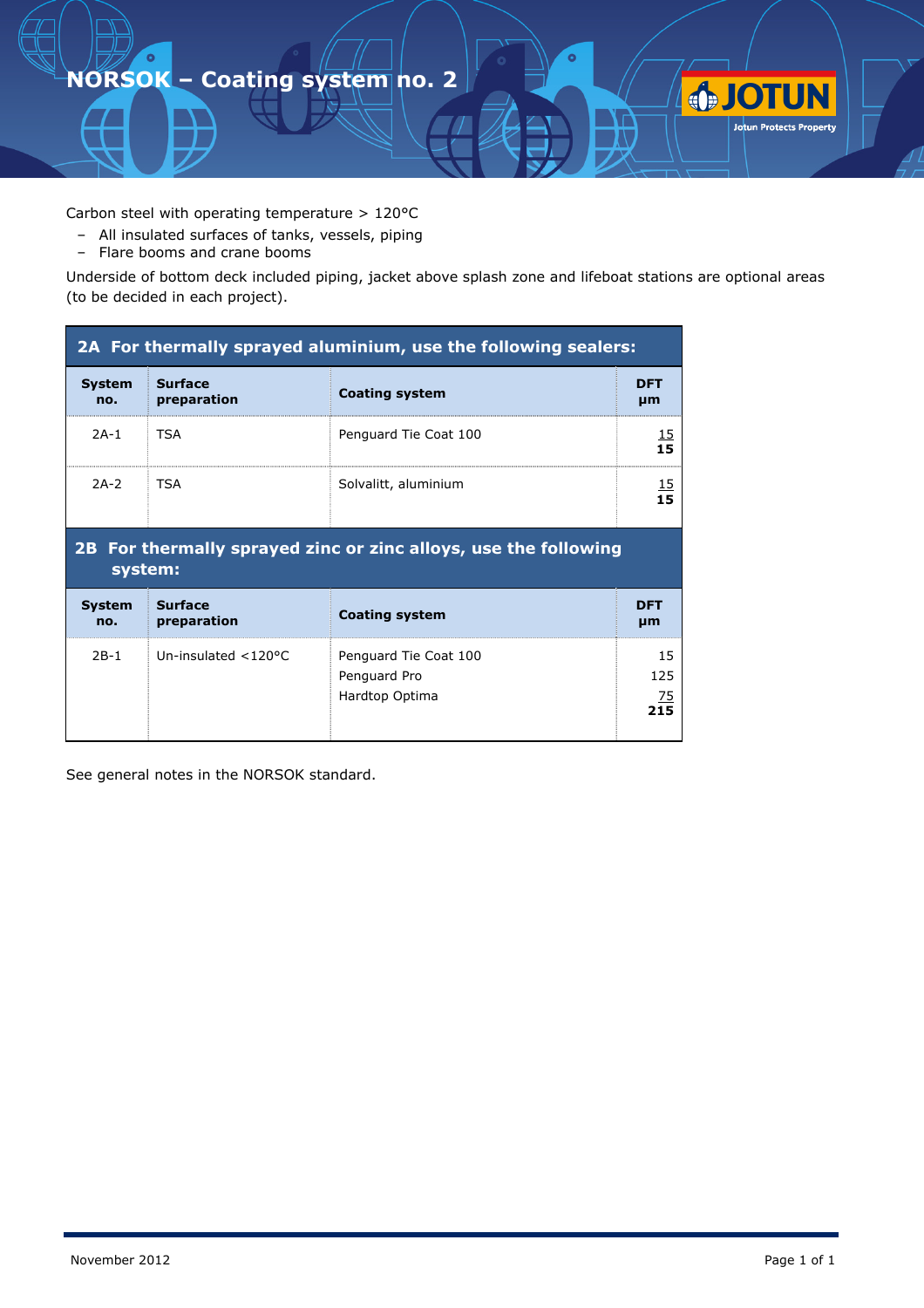# NORSOK – Coating system no. 2

Carbon steel with operating temperature > 120°C

- All insulated surfaces of tanks, vessels, piping
- Flare booms and crane booms

Underside of bottom deck included piping, jacket above splash zone and lifeboat stations are optional areas (to be decided in each project).

| **2A For thermally sprayed aluminium, use the following sealers:** | | | |
|---|---|---|---|
| **System no.** | **Surface preparation** | **Coating system** | **DFT µm** |
| 2A-1 | TSA | Penguard Tie Coat 100 | 15<br>**15** |
| 2A-2 | TSA | Solvalitt, aluminium | 15<br>**15** |

| **2B For thermally sprayed zinc or zinc alloys, use the following system:** | | | |
|---|---|---|---|
| **System no.** | **Surface preparation** | **Coating system** | **DFT µm** |
| 2B-1 | Un-insulated <120°C | Penguard Tie Coat 100<br>Penguard Pro<br>Hardtop Optima | 15<br>125<br>75<br>**215** |

See general notes in the NORSOK standard.

November 2012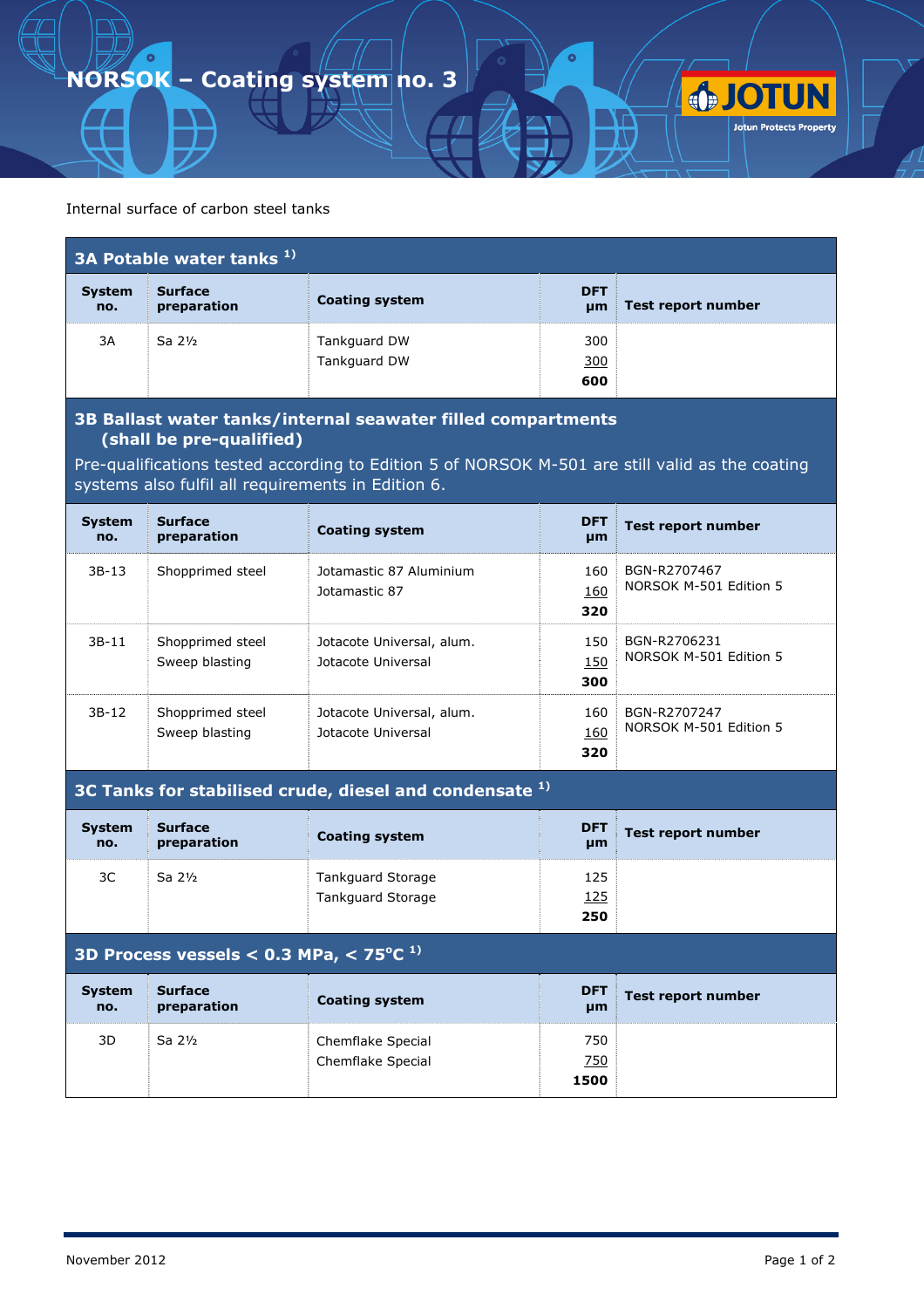# NORSOK – Coating system no. 3

Internal surface of carbon steel tanks

## 3A Potable water tanks [1)]

| System no. | Surface preparation | Coating system | DFT µm | Test report number |
|---|---|---|---|---|
| 3A | Sa 2½ | Tankguard DW<br>Tankguard DW | 300<br>300<br>**600** | |

## 3B Ballast water tanks/internal seawater filled compartments (shall be pre-qualified)

Pre-qualifications tested according to Edition 5 of NORSOK M-501 are still valid as the coating systems also fulfil all requirements in Edition 6.

| System no. | Surface preparation | Coating system | DFT µm | Test report number |
|---|---|---|---|---|
| 3B-13 | Shopprimed steel | Jotamastic 87 Aluminium<br>Jotamastic 87 | 160<br>160<br>**320** | BGN-R2707467<br>NORSOK M-501 Edition 5 |
| 3B-11 | Shopprimed steel<br>Sweep blasting | Jotacote Universal, alum.<br>Jotacote Universal | 150<br>150<br>**300** | BGN-R2706231<br>NORSOK M-501 Edition 5 |
| 3B-12 | Shopprimed steel<br>Sweep blasting | Jotacote Universal, alum.<br>Jotacote Universal | 160<br>160<br>**320** | BGN-R2707247<br>NORSOK M-501 Edition 5 |

## 3C Tanks for stabilised crude, diesel and condensate [1)]

| System no. | Surface preparation | Coating system | DFT µm | Test report number |
|---|---|---|---|---|
| 3C | Sa 2½ | Tankguard Storage<br>Tankguard Storage | 125<br>125<br>**250** | |

## 3D Process vessels < 0.3 MPa, < 75°C [1)]

| System no. | Surface preparation | Coating system | DFT µm | Test report number |
|---|---|---|---|---|
| 3D | Sa 2½ | Chemflake Special<br>Chemflake Special | 750<br>750<br>**1500** | |

November 2012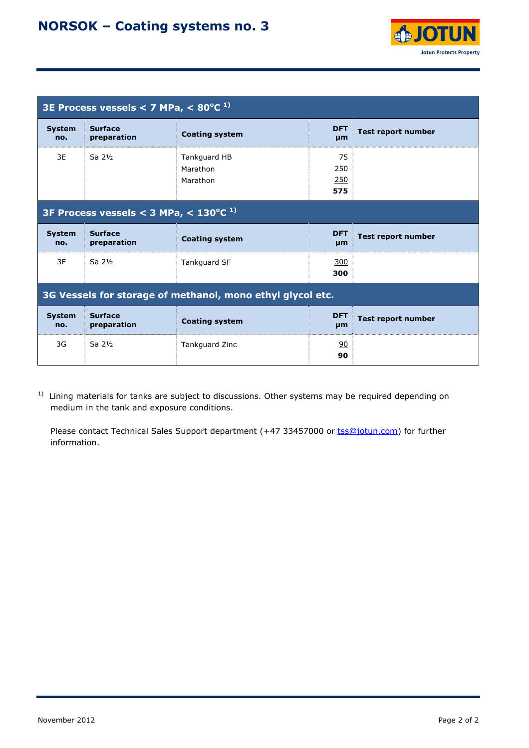# NORSOK – Coating systems no. 3

| 3E Process vessels < 7 MPa, < 80°C [1] | | | | |
|---|---|---|---|---|
| **System no.** | **Surface preparation** | **Coating system** | **DFT µm** | **Test report number** |
| 3E | Sa 2½ | Tankguard HB<br>Marathon<br>Marathon | 75<br>250<br>250<br>**575** | |

| 3F Process vessels < 3 MPa, < 130°C [1] | | | | |
|---|---|---|---|---|
| **System no.** | **Surface preparation** | **Coating system** | **DFT µm** | **Test report number** |
| 3F | Sa 2½ | Tankguard SF | 300<br>**300** | |

| 3G Vessels for storage of methanol, mono ethyl glycol etc. | | | | |
|---|---|---|---|---|
| **System no.** | **Surface preparation** | **Coating system** | **DFT µm** | **Test report number** |
| 3G | Sa 2½ | Tankguard Zinc | 90<br>**90** | |

[1] Lining materials for tanks are subject to discussions. Other systems may be required depending on medium in the tank and exposure conditions.

Please contact Technical Sales Support department (+47 33457000 or tss@jotun.com) for further information.

November 2012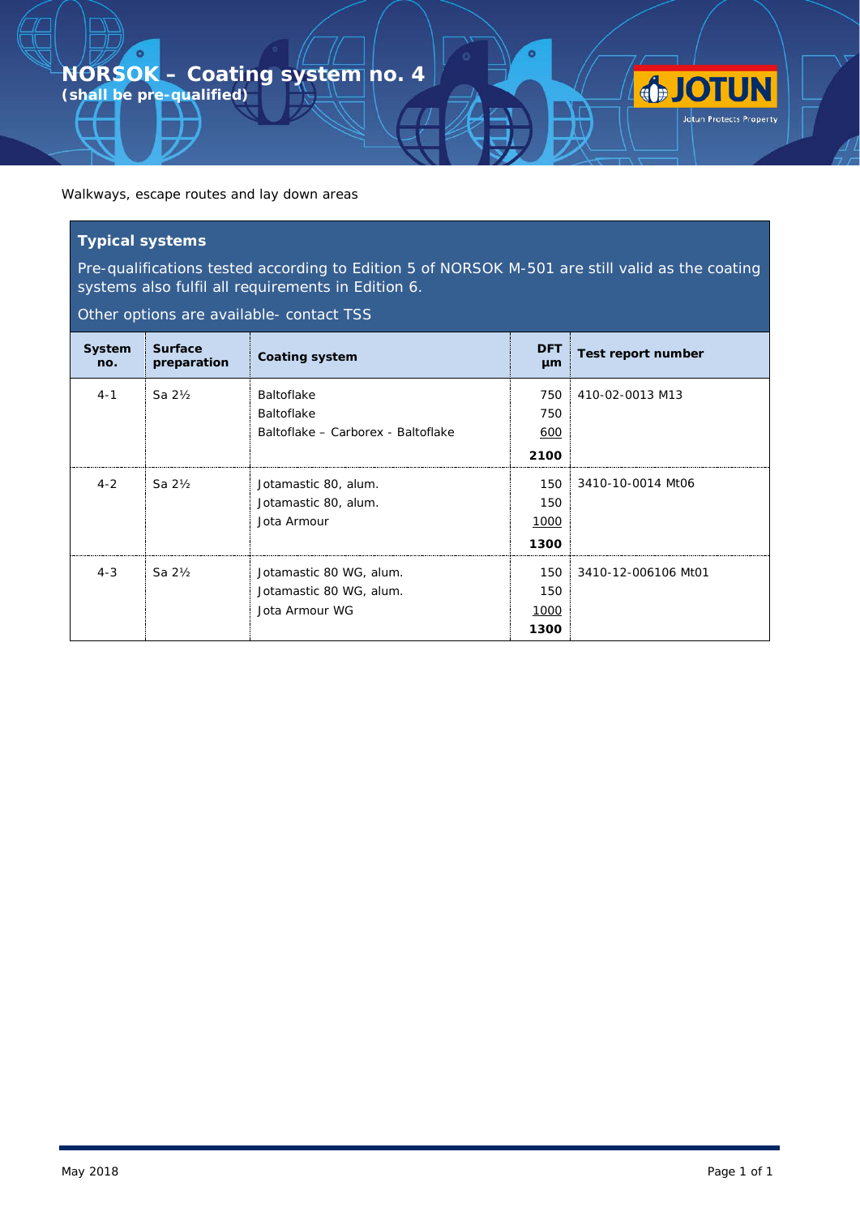# NORSOK – Coating system no. 4

**(shall be pre-qualified)**

Walkways, escape routes and lay down areas

## Typical systems

Pre-qualifications tested according to Edition 5 of NORSOK M-501 are still valid as the coating systems also fulfil all requirements in Edition 6.

Other options are available- contact TSS

| System no. | Surface preparation | Coating system | DFT µm | Test report number |
|---|---|---|---|---|
| 4-1 | Sa 2½ | Baltoflake<br>Baltoflake<br>Baltoflake – Carborex - Baltoflake | 750<br>750<br>600<br>**2100** | 410-02-0013 M13 |
| 4-2 | Sa 2½ | Jotamastic 80, alum.<br>Jotamastic 80, alum.<br>Jota Armour | 150<br>150<br>1000<br>**1300** | 3410-10-0014 Mt06 |
| 4-3 | Sa 2½ | Jotamastic 80 WG, alum.<br>Jotamastic 80 WG, alum.<br>Jota Armour WG | 150<br>150<br>1000<br>**1300** | 3410-12-006106 Mt01 |

May 2018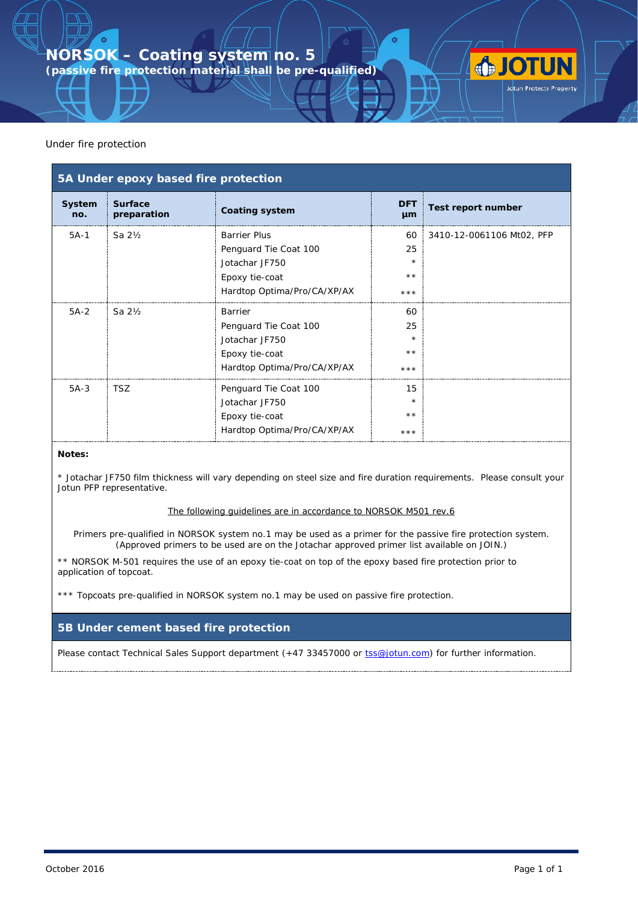# NORSOK – Coating system no. 5

**(passive fire protection material shall be pre-qualified)**

Under fire protection

## 5A Under epoxy based fire protection

| System no. | Surface preparation | Coating system | DFT µm | Test report number |
|---|---|---|---|---|
| 5A-1 | Sa 2½ | Barrier Plus<br>Penguard Tie Coat 100<br>Jotachar JF750<br>Epoxy tie-coat<br>Hardtop Optima/Pro/CA/XP/AX | 60<br>25<br>*<br>**<br>*** | 3410-12-0061106 Mt02, PFP |
| 5A-2 | Sa 2½ | Barrier<br>Penguard Tie Coat 100<br>Jotachar JF750<br>Epoxy tie-coat<br>Hardtop Optima/Pro/CA/XP/AX | 60<br>25<br>*<br>**<br>*** | |
| 5A-3 | TSZ | Penguard Tie Coat 100<br>Jotachar JF750<br>Epoxy tie-coat<br>Hardtop Optima/Pro/CA/XP/AX | 15<br>*<br>**<br>*** | |

**Notes:**

* Jotachar JF750 film thickness will vary depending on steel size and fire duration requirements. Please consult your Jotun PFP representative.

The following guidelines are in accordance to NORSOK M501 rev.6

Primers pre-qualified in NORSOK system no.1 may be used as a primer for the passive fire protection system. (Approved primers to be used are on the Jotachar approved primer list available on JOIN.)

** NORSOK M-501 requires the use of an epoxy tie-coat on top of the epoxy based fire protection prior to application of topcoat.

*** Topcoats pre-qualified in NORSOK system no.1 may be used on passive fire protection.

## 5B Under cement based fire protection

Please contact Technical Sales Support department (+47 33457000 or tss@jotun.com) for further information.

October 2016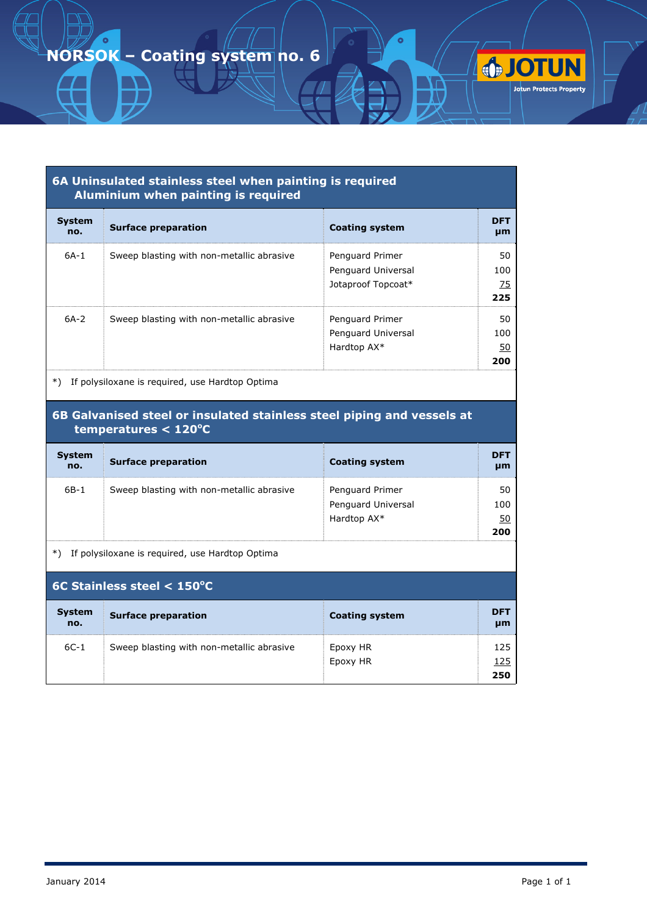# NORSOK – Coating system no. 6

## 6A Uninsulated stainless steel when painting is required Aluminium when painting is required

| System no. | Surface preparation | Coating system | DFT µm |
|---|---|---|---|
| 6A-1 | Sweep blasting with non-metallic abrasive | Penguard Primer<br>Penguard Universal<br>Jotaproof Topcoat* | 50<br>100<br>75<br>**225** |
| 6A-2 | Sweep blasting with non-metallic abrasive | Penguard Primer<br>Penguard Universal<br>Hardtop AX* | 50<br>100<br>50<br>**200** |

*) If polysiloxane is required, use Hardtop Optima

## 6B Galvanised steel or insulated stainless steel piping and vessels at temperatures < 120°C

| System no. | Surface preparation | Coating system | DFT µm |
|---|---|---|---|
| 6B-1 | Sweep blasting with non-metallic abrasive | Penguard Primer<br>Penguard Universal<br>Hardtop AX* | 50<br>100<br>50<br>**200** |

*) If polysiloxane is required, use Hardtop Optima

## 6C Stainless steel < 150°C

| System no. | Surface preparation | Coating system | DFT µm |
|---|---|---|---|
| 6C-1 | Sweep blasting with non-metallic abrasive | Epoxy HR<br>Epoxy HR | 125<br>125<br>**250** |

January 2014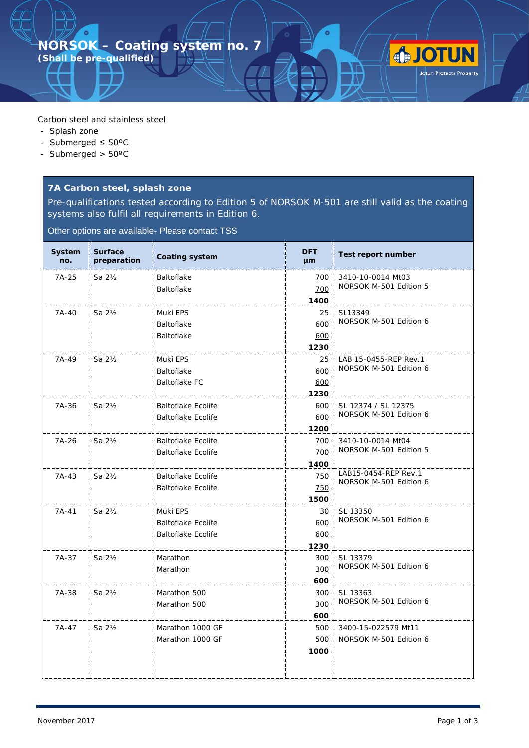# NORSOK – Coating system no. 7

**(Shall be pre-qualified)**

Carbon steel and stainless steel

- Splash zone
- Submerged ≤ 50ºC
- Submerged > 50ºC

## 7A Carbon steel, splash zone

Pre-qualifications tested according to Edition 5 of NORSOK M-501 are still valid as the coating systems also fulfil all requirements in Edition 6.

Other options are available- Please contact TSS

| System no. | Surface preparation | Coating system | DFT µm | Test report number |
|---|---|---|---|---|
| 7A-25 | Sa 2½ | Baltoflake<br>Baltoflake | 700<br>700<br>**1400** | 3410-10-0014 Mt03<br>NORSOK M-501 Edition 5 |
| 7A-40 | Sa 2½ | Muki EPS<br>Baltoflake<br>Baltoflake | 25<br>600<br>600<br>**1230** | SL13349<br>NORSOK M-501 Edition 6 |
| 7A-49 | Sa 2½ | Muki EPS<br>Baltoflake<br>Baltoflake FC | 25<br>600<br>600<br>**1230** | LAB 15-0455-REP Rev.1<br>NORSOK M-501 Edition 6 |
| 7A-36 | Sa 2½ | Baltoflake Ecolife<br>Baltoflake Ecolife | 600<br>600<br>**1200** | SL 12374 / SL 12375<br>NORSOK M-501 Edition 6 |
| 7A-26 | Sa 2½ | Baltoflake Ecolife<br>Baltoflake Ecolife | 700<br>700<br>**1400** | 3410-10-0014 Mt04<br>NORSOK M-501 Edition 5 |
| 7A-43 | Sa 2½ | Baltoflake Ecolife<br>Baltoflake Ecolife | 750<br>750<br>**1500** | LAB15-0454-REP Rev.1<br>NORSOK M-501 Edition 6 |
| 7A-41 | Sa 2½ | Muki EPS<br>Baltoflake Ecolife<br>Baltoflake Ecolife | 30<br>600<br>600<br>**1230** | SL 13350<br>NORSOK M-501 Edition 6 |
| 7A-37 | Sa 2½ | Marathon<br>Marathon | 300<br>300<br>**600** | SL 13379<br>NORSOK M-501 Edition 6 |
| 7A-38 | Sa 2½ | Marathon 500<br>Marathon 500 | 300<br>300<br>**600** | SL 13363<br>NORSOK M-501 Edition 6 |
| 7A-47 | Sa 2½ | Marathon 1000 GF<br>Marathon 1000 GF | 500<br>500<br>**1000** | 3400-15-022579 Mt11<br>NORSOK M-501 Edition 6 |

November 2017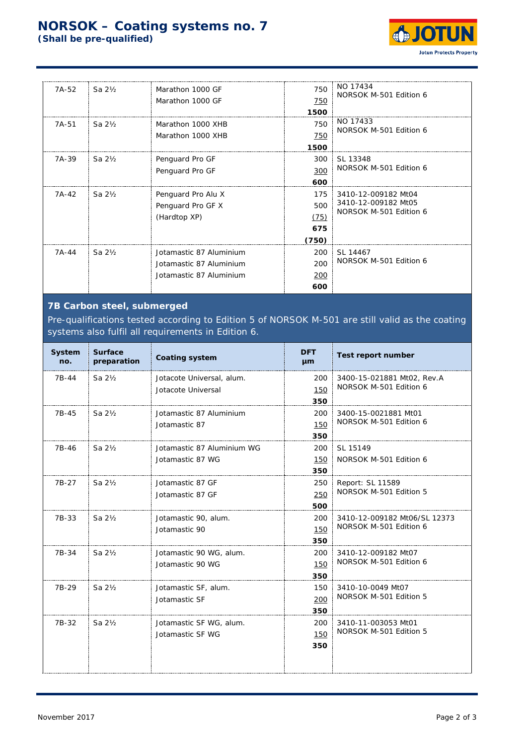# NORSOK – Coating systems no. 7

**(Shall be pre-qualified)**

| System no. | Surface preparation | Coating system | DFT µm | Test report number |
|---|---|---|---|---|
| 7A-52 | Sa 2½ | Marathon 1000 GF<br>Marathon 1000 GF | 750<br>750<br>**1500** | NO 17434<br>NORSOK M-501 Edition 6 |
| 7A-51 | Sa 2½ | Marathon 1000 XHB<br>Marathon 1000 XHB | 750<br>750<br>**1500** | NO 17433<br>NORSOK M-501 Edition 6 |
| 7A-39 | Sa 2½ | Penguard Pro GF<br>Penguard Pro GF | 300<br>300<br>**600** | SL 13348<br>NORSOK M-501 Edition 6 |
| 7A-42 | Sa 2½ | Penguard Pro Alu X<br>Penguard Pro GF X<br>(Hardtop XP) | 175<br>500<br>(75)<br>**675**<br>**(750)** | 3410-12-009182 Mt04<br>3410-12-009182 Mt05<br>NORSOK M-501 Edition 6 |
| 7A-44 | Sa 2½ | Jotamastic 87 Aluminium<br>Jotamastic 87 Aluminium<br>Jotamastic 87 Aluminium | 200<br>200<br>200<br>**600** | SL 14467<br>NORSOK M-501 Edition 6 |

## 7B Carbon steel, submerged

Pre-qualifications tested according to Edition 5 of NORSOK M-501 are still valid as the coating systems also fulfil all requirements in Edition 6.

| System no. | Surface preparation | Coating system | DFT µm | Test report number |
|---|---|---|---|---|
| 7B-44 | Sa 2½ | Jotacote Universal, alum.<br>Jotacote Universal | 200<br>150<br>**350** | 3400-15-021881 Mt02, Rev.A<br>NORSOK M-501 Edition 6 |
| 7B-45 | Sa 2½ | Jotamastic 87 Aluminium<br>Jotamastic 87 | 200<br>150<br>**350** | 3400-15-0021881 Mt01<br>NORSOK M-501 Edition 6 |
| 7B-46 | Sa 2½ | Jotamastic 87 Aluminium WG<br>Jotamastic 87 WG | 200<br>150<br>**350** | SL 15149<br>NORSOK M-501 Edition 6 |
| 7B-27 | Sa 2½ | Jotamastic 87 GF<br>Jotamastic 87 GF | 250<br>250<br>**500** | Report: SL 11589<br>NORSOK M-501 Edition 5 |
| 7B-33 | Sa 2½ | Jotamastic 90, alum.<br>Jotamastic 90 | 200<br>150<br>**350** | 3410-12-009182 Mt06/SL 12373<br>NORSOK M-501 Edition 6 |
| 7B-34 | Sa 2½ | Jotamastic 90 WG, alum.<br>Jotamastic 90 WG | 200<br>150<br>**350** | 3410-12-009182 Mt07<br>NORSOK M-501 Edition 6 |
| 7B-29 | Sa 2½ | Jotamastic SF, alum.<br>Jotamastic SF | 150<br>200<br>**350** | 3410-10-0049 Mt07<br>NORSOK M-501 Edition 5 |
| 7B-32 | Sa 2½ | Jotamastic SF WG, alum.<br>Jotamastic SF WG | 200<br>150<br>**350** | 3410-11-003053 Mt01<br>NORSOK M-501 Edition 5 |

November 2017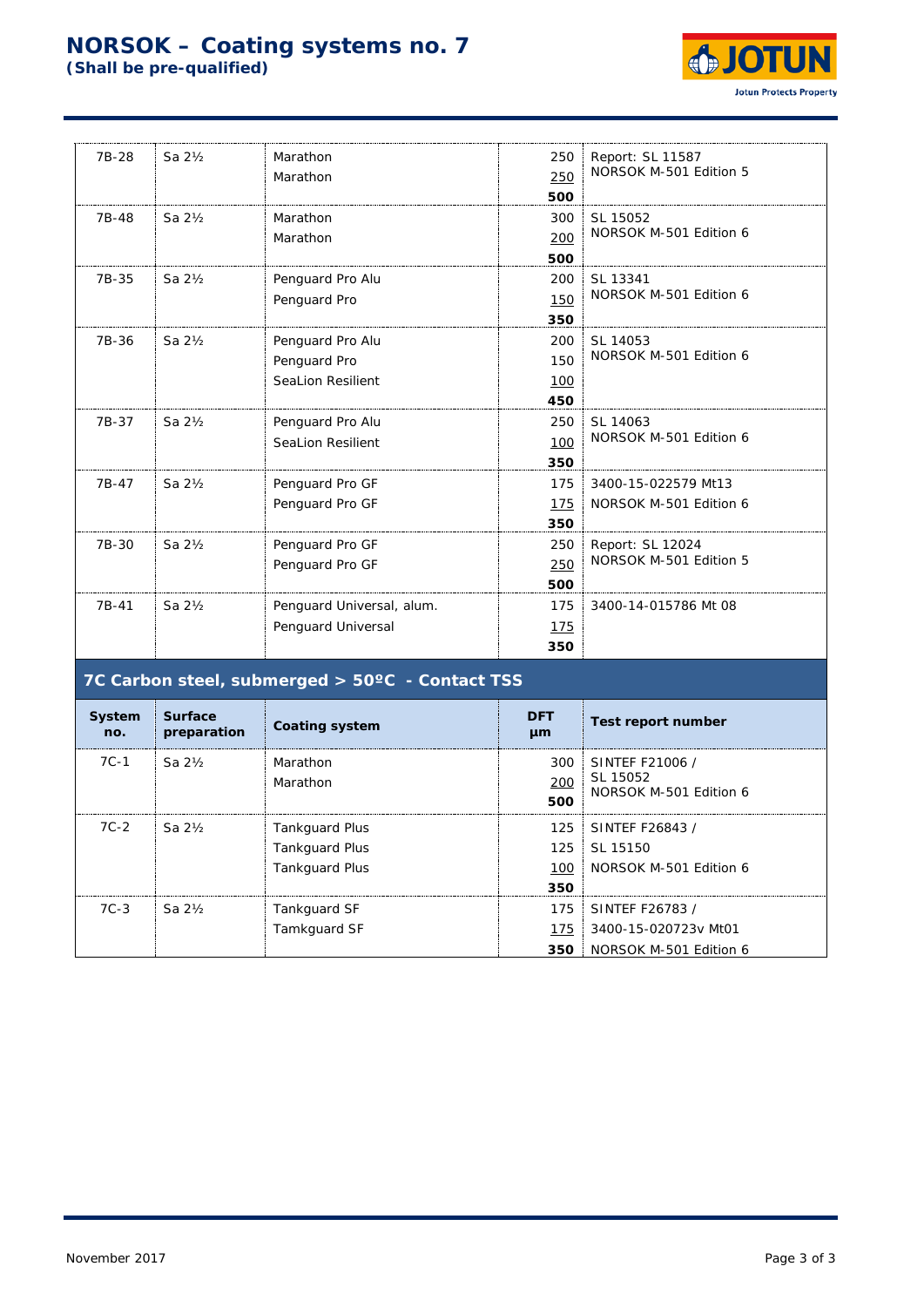# NORSOK – Coating systems no. 7
**(Shall be pre-qualified)**

| System no. | Surface preparation | Coating system | DFT µm | Test report number |
|---|---|---|---|---|
| 7B-28 | Sa 2½ | Marathon<br>Marathon | 250<br>250<br>**500** | Report: SL 11587<br>NORSOK M-501 Edition 5 |
| 7B-48 | Sa 2½ | Marathon<br>Marathon | 300<br>200<br>**500** | SL 15052<br>NORSOK M-501 Edition 6 |
| 7B-35 | Sa 2½ | Penguard Pro Alu<br>Penguard Pro | 200<br>150<br>**350** | SL 13341<br>NORSOK M-501 Edition 6 |
| 7B-36 | Sa 2½ | Penguard Pro Alu<br>Penguard Pro<br>SeaLion Resilient | 200<br>150<br>100<br>**450** | SL 14053<br>NORSOK M-501 Edition 6 |
| 7B-37 | Sa 2½ | Penguard Pro Alu<br>SeaLion Resilient | 250<br>100<br>**350** | SL 14063<br>NORSOK M-501 Edition 6 |
| 7B-47 | Sa 2½ | Penguard Pro GF<br>Penguard Pro GF | 175<br>175<br>**350** | 3400-15-022579 Mt13<br>NORSOK M-501 Edition 6 |
| 7B-30 | Sa 2½ | Penguard Pro GF<br>Penguard Pro GF | 250<br>250<br>**500** | Report: SL 12024<br>NORSOK M-501 Edition 5 |
| 7B-41 | Sa 2½ | Penguard Universal, alum.<br>Penguard Universal | 175<br>175<br>**350** | 3400-14-015786 Mt 08 |

## 7C Carbon steel, submerged > 50ºC - Contact TSS

| System no. | Surface preparation | Coating system | DFT µm | Test report number |
|---|---|---|---|---|
| 7C-1 | Sa 2½ | Marathon<br>Marathon | 300<br>200<br>**500** | SINTEF F21006 /<br>SL 15052<br>NORSOK M-501 Edition 6 |
| 7C-2 | Sa 2½ | Tankguard Plus<br>Tankguard Plus<br>Tankguard Plus | 125<br>125<br>100<br>**350** | SINTEF F26843 /<br>SL 15150<br>NORSOK M-501 Edition 6 |
| 7C-3 | Sa 2½ | Tankguard SF<br>Tamkguard SF | 175<br>175<br>**350** | SINTEF F26783 /<br>3400-15-020723v Mt01<br>NORSOK M-501 Edition 6 |

November 2017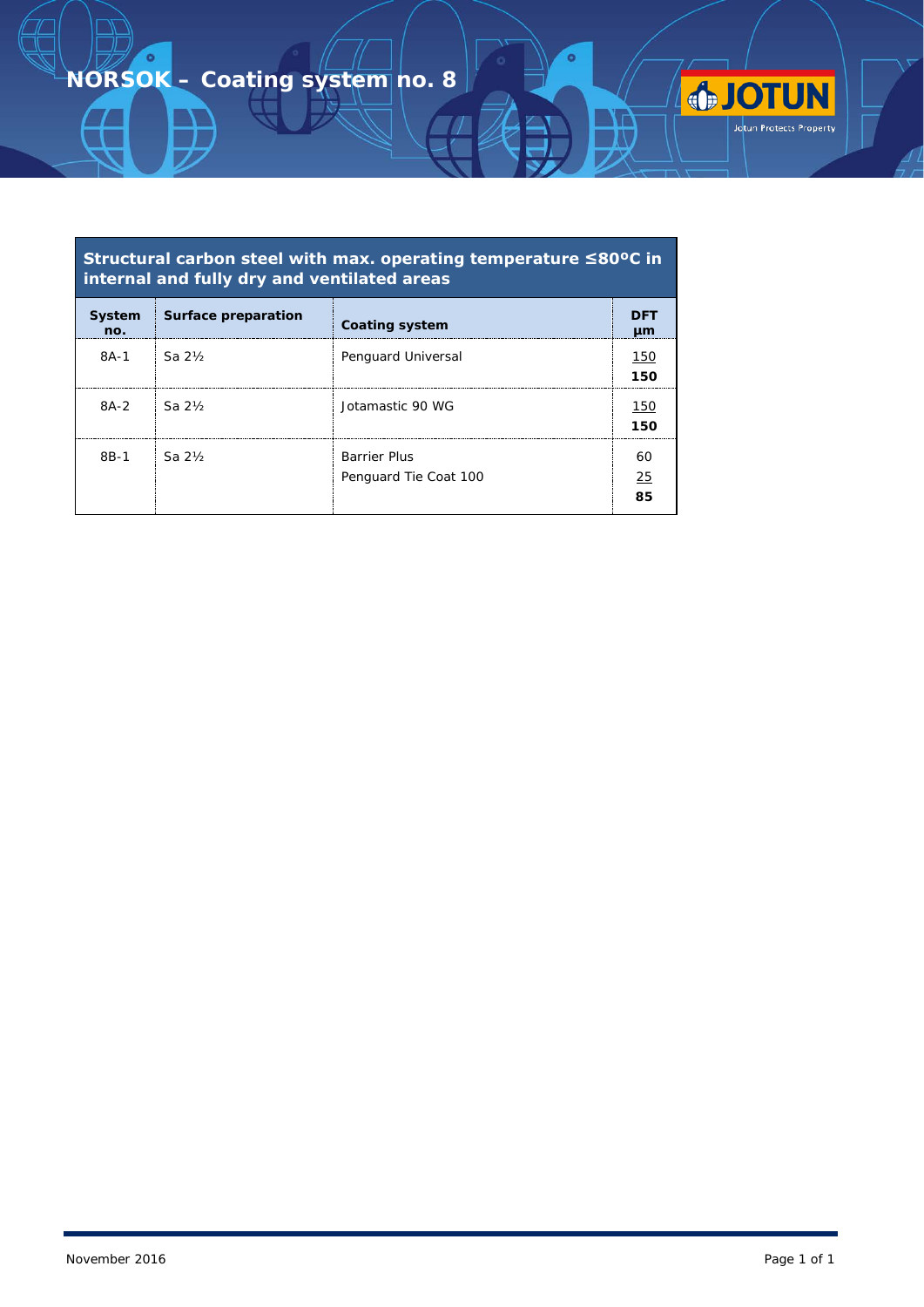# NORSOK – Coating system no. 8

| Structural carbon steel with max. operating temperature ≤80ºC in internal and fully dry and ventilated areas | | | |
|---|---|---|---|
| **System no.** | **Surface preparation** | **Coating system** | **DFT µm** |
| 8A-1 | Sa 2½ | Penguard Universal | 150<br>**150** |
| 8A-2 | Sa 2½ | Jotamastic 90 WG | 150<br>**150** |
| 8B-1 | Sa 2½ | Barrier Plus<br>Penguard Tie Coat 100 | 60<br>25<br>**85** |

November 2016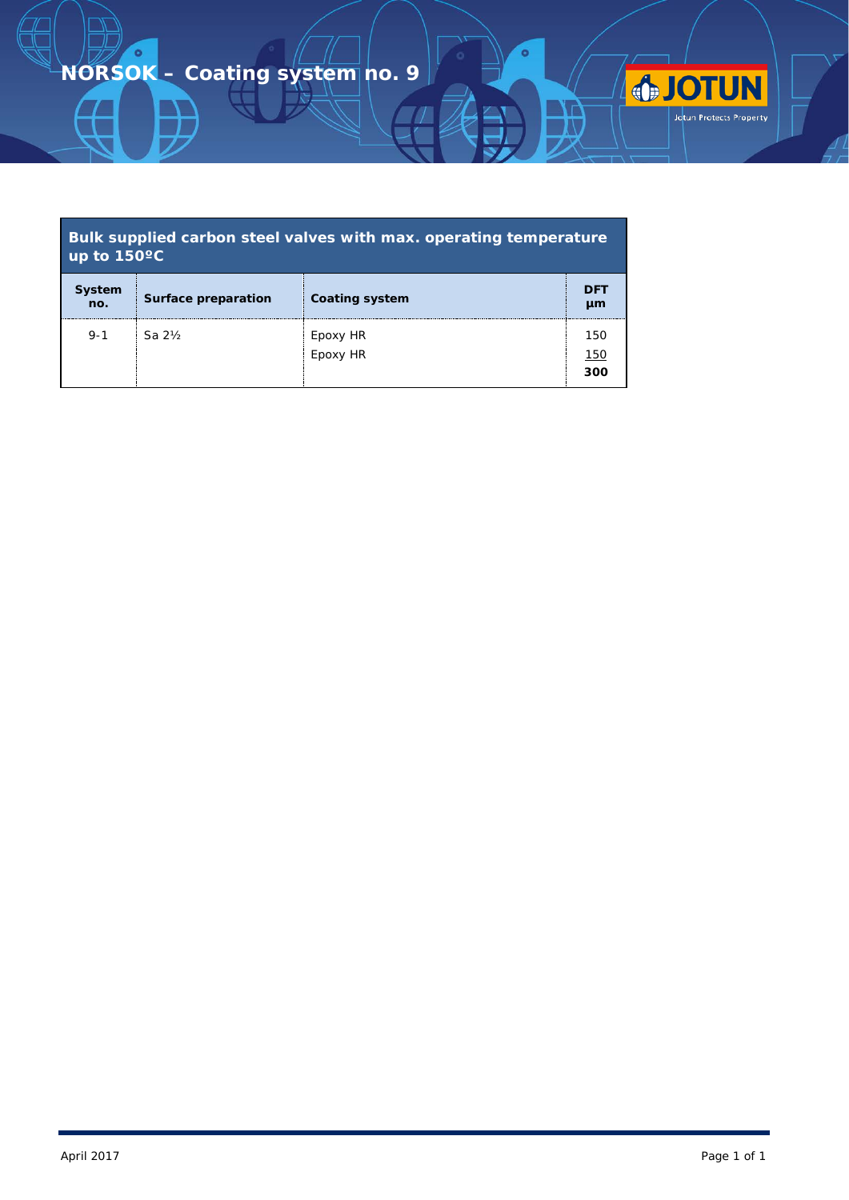# NORSOK – Coating system no. 9

| Bulk supplied carbon steel valves with max. operating temperature up to 150ºC | | | |
|---|---|---|---|
| **System no.** | **Surface preparation** | **Coating system** | **DFT µm** |
| 9-1 | Sa 2½ | Epoxy HR<br>Epoxy HR | 150<br>150<br>**300** |

April 2017